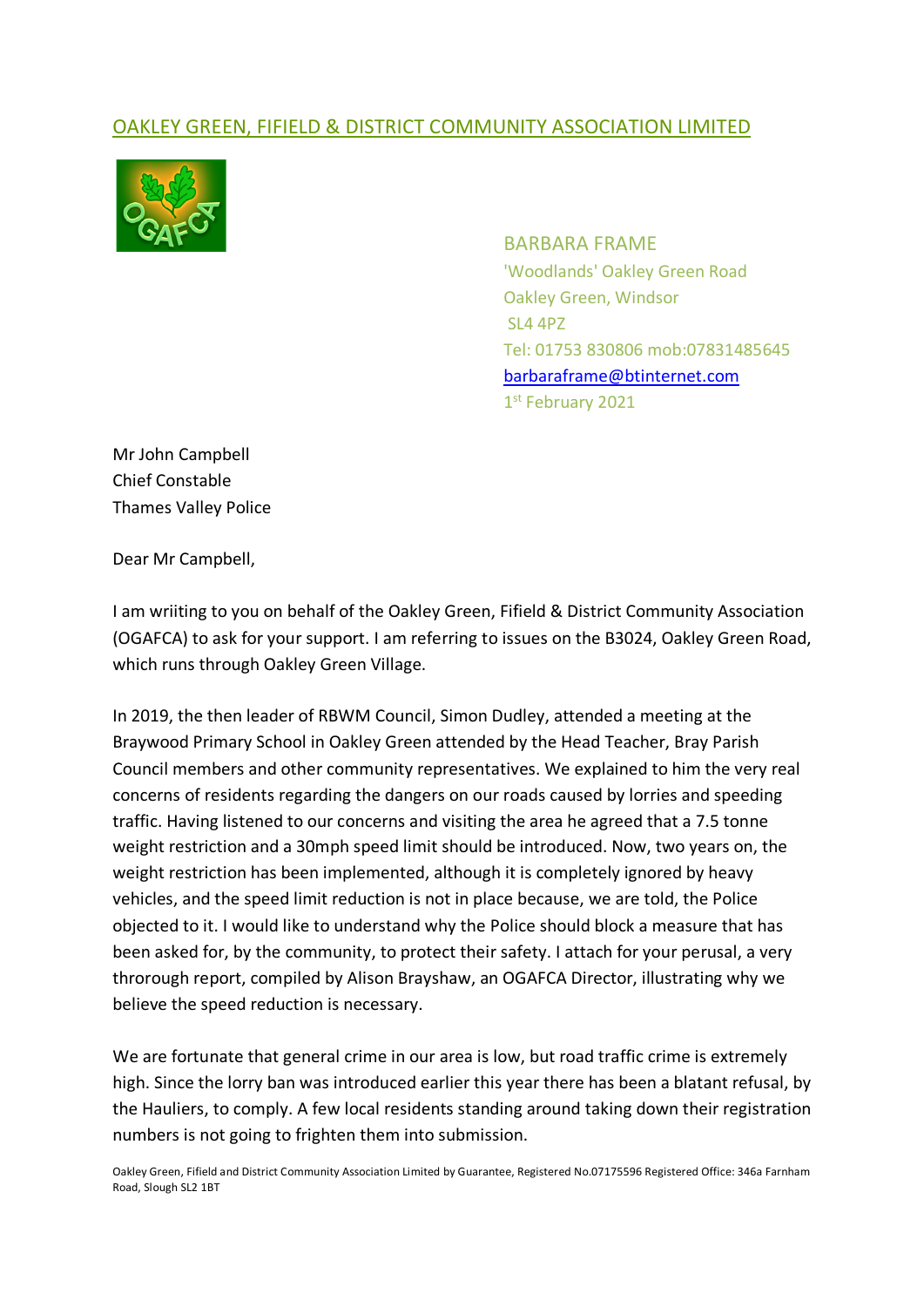# OAKLEY GREEN, FIFIELD & DISTRICT COMMUNITY ASSOCIATION LIMITED

BARBARA FRAME
'Woodlands' Oakley Green Road
Oakley Green, Windsor
SL4 4PZ
Tel: 01753 830806 mob:07831485645
barbaraframe@btinternet.com
1st February 2021

Mr John Campbell
Chief Constable
Thames Valley Police

Dear Mr Campbell,

I am wriiting to you on behalf of the Oakley Green, Fifield & District Community Association (OGAFCA) to ask for your support. I am referring to issues on the B3024, Oakley Green Road, which runs through Oakley Green Village.

In 2019, the then leader of RBWM Council, Simon Dudley, attended a meeting at the Braywood Primary School in Oakley Green attended by the Head Teacher, Bray Parish Council members and other community representatives. We explained to him the very real concerns of residents regarding the dangers on our roads caused by lorries and speeding traffic. Having listened to our concerns and visiting the area he agreed that a 7.5 tonne weight restriction and a 30mph speed limit should be introduced. Now, two years on, the weight restriction has been implemented, although it is completely ignored by heavy vehicles, and the speed limit reduction is not in place because, we are told, the Police objected to it. I would like to understand why the Police should block a measure that has been asked for, by the community, to protect their safety. I attach for your perusal, a very throrough report, compiled by Alison Brayshaw, an OGAFCA Director, illustrating why we believe the speed reduction is necessary.

We are fortunate that general crime in our area is low, but road traffic crime is extremely high. Since the lorry ban was introduced earlier this year there has been a blatant refusal, by the Hauliers, to comply. A few local residents standing around taking down their registration numbers is not going to frighten them into submission.

Oakley Green, Fifield and District Community Association Limited by Guarantee, Registered No.07175596 Registered Office: 346a Farnham Road, Slough SL2 1BT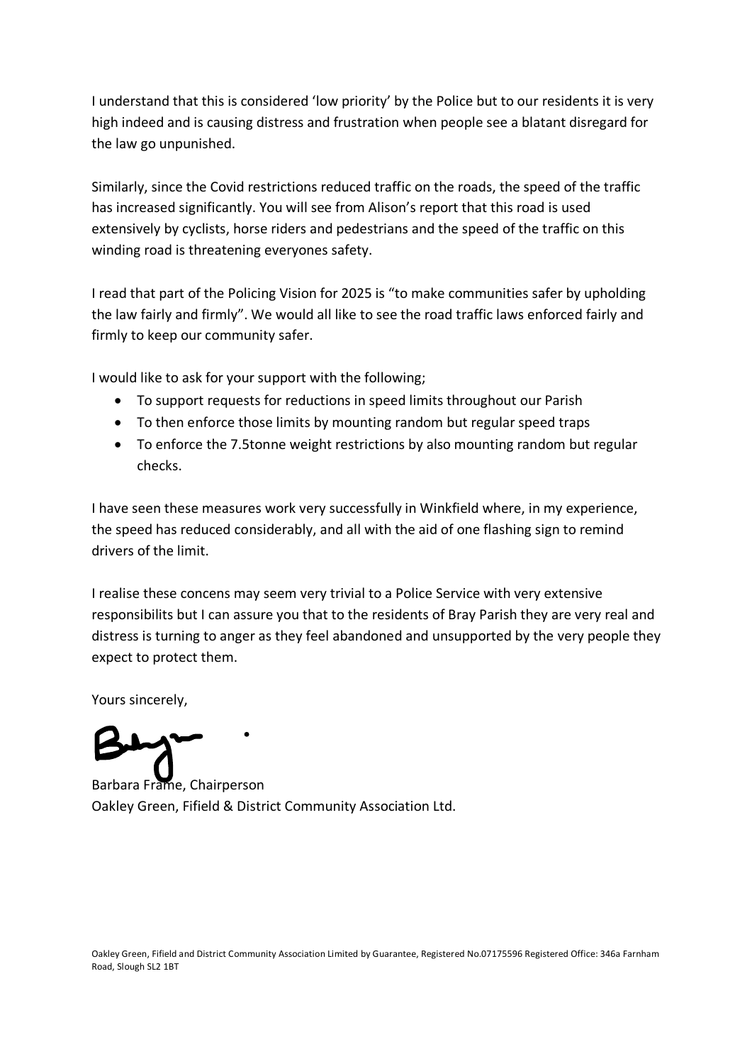I understand that this is considered 'low priority' by the Police but to our residents it is very high indeed and is causing distress and frustration when people see a blatant disregard for the law go unpunished.

Similarly, since the Covid restrictions reduced traffic on the roads, the speed of the traffic has increased significantly. You will see from Alison's report that this road is used extensively by cyclists, horse riders and pedestrians and the speed of the traffic on this winding road is threatening everyones safety.

I read that part of the Policing Vision for 2025 is "to make communities safer by upholding the law fairly and firmly". We would all like to see the road traffic laws enforced fairly and firmly to keep our community safer.

I would like to ask for your support with the following;

- To support requests for reductions in speed limits throughout our Parish
- To then enforce those limits by mounting random but regular speed traps
- To enforce the 7.5tonne weight restrictions by also mounting random but regular checks.

I have seen these measures work very successfully in Winkfield where, in my experience, the speed has reduced considerably, and all with the aid of one flashing sign to remind drivers of the limit.

I realise these concens may seem very trivial to a Police Service with very extensive responsibilits but I can assure you that to the residents of Bray Parish they are very real and distress is turning to anger as they feel abandoned and unsupported by the very people they expect to protect them.

Yours sincerely,

Barbara Frame, Chairperson
Oakley Green, Fifield & District Community Association Ltd.

Oakley Green, Fifield and District Community Association Limited by Guarantee, Registered No.07175596 Registered Office: 346a Farnham Road, Slough SL2 1BT